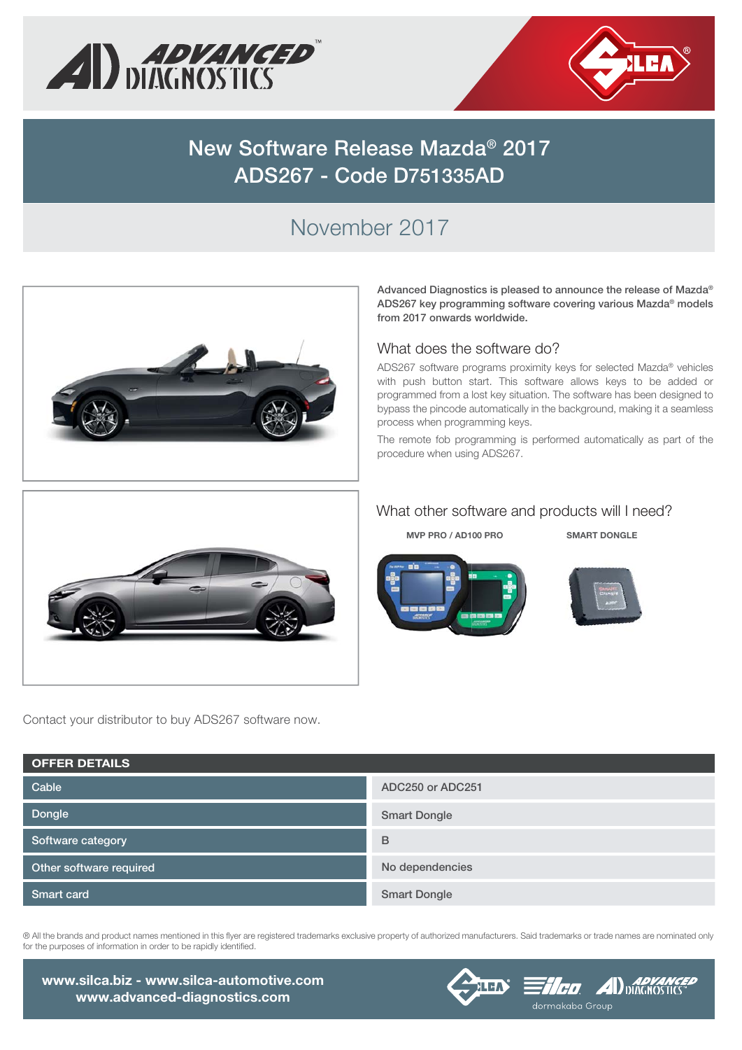# New Software Release Mazda® 2017 ADS267 - Code D751335AD

## November 2017

**Advanced Diagnostics is pleased to announce the release of Mazda® ADS267 key programming software covering various Mazda® models from 2017 onwards worldwide.**

### What does the software do?

ADS267 software programs proximity keys for selected Mazda® vehicles with push button start. This software allows keys to be added or programmed from a lost key situation. The software has been designed to bypass the pincode automatically in the background, making it a seamless process when programming keys.

The remote fob programming is performed automatically as part of the procedure when using ADS267.

### What other software and products will I need?

**MVP PRO / AD100 PRO**

**SMART DONGLE**

Contact your distributor to buy ADS267 software now.

| OFFER DETAILS | |
|---|---|
| Cable | ADC250 or ADC251 |
| Dongle | Smart Dongle |
| Software category | B |
| Other software required | No dependencies |
| Smart card | Smart Dongle |

® All the brands and product names mentioned in this flyer are registered trademarks exclusive property of authorized manufacturers. Said trademarks or trade names are nominated only for the purposes of information in order to be rapidly identified.

**www.silca.biz - www.silca-automotive.com**
**www.advanced-diagnostics.com**

dormakaba Group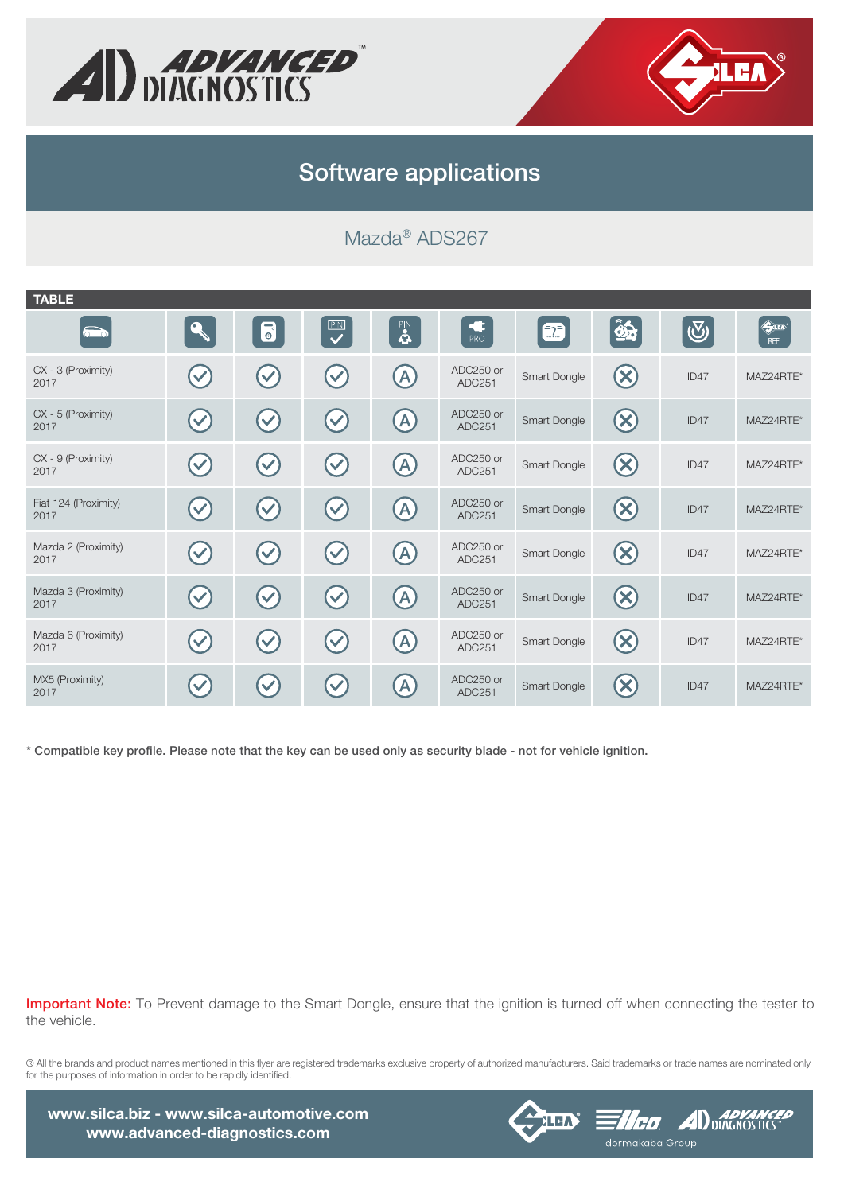# Software applications

## Mazda® ADS267

**TABLE**

| | | | | | | | | | |
|---|---|---|---|---|---|---|---|---|---|
| CX - 3 (Proximity) 2017 | ✓ | ✓ | ✓ | A | ADC250 or ADC251 | Smart Dongle | ✗ | ID47 | MAZ24RTE* |
| CX - 5 (Proximity) 2017 | ✓ | ✓ | ✓ | A | ADC250 or ADC251 | Smart Dongle | ✗ | ID47 | MAZ24RTE* |
| CX - 9 (Proximity) 2017 | ✓ | ✓ | ✓ | A | ADC250 or ADC251 | Smart Dongle | ✗ | ID47 | MAZ24RTE* |
| Fiat 124 (Proximity) 2017 | ✓ | ✓ | ✓ | A | ADC250 or ADC251 | Smart Dongle | ✗ | ID47 | MAZ24RTE* |
| Mazda 2 (Proximity) 2017 | ✓ | ✓ | ✓ | A | ADC250 or ADC251 | Smart Dongle | ✗ | ID47 | MAZ24RTE* |
| Mazda 3 (Proximity) 2017 | ✓ | ✓ | ✓ | A | ADC250 or ADC251 | Smart Dongle | ✗ | ID47 | MAZ24RTE* |
| Mazda 6 (Proximity) 2017 | ✓ | ✓ | ✓ | A | ADC250 or ADC251 | Smart Dongle | ✗ | ID47 | MAZ24RTE* |
| MX5 (Proximity) 2017 | ✓ | ✓ | ✓ | A | ADC250 or ADC251 | Smart Dongle | ✗ | ID47 | MAZ24RTE* |

**\* Compatible key profile. Please note that the key can be used only as security blade - not for vehicle ignition.**

**Important Note:** To Prevent damage to the Smart Dongle, ensure that the ignition is turned off when connecting the tester to the vehicle.

® All the brands and product names mentioned in this flyer are registered trademarks exclusive property of authorized manufacturers. Said trademarks or trade names are nominated only for the purposes of information in order to be rapidly identified.

**www.silca.biz - www.silca-automotive.com**
**www.advanced-diagnostics.com**

dormakaba Group